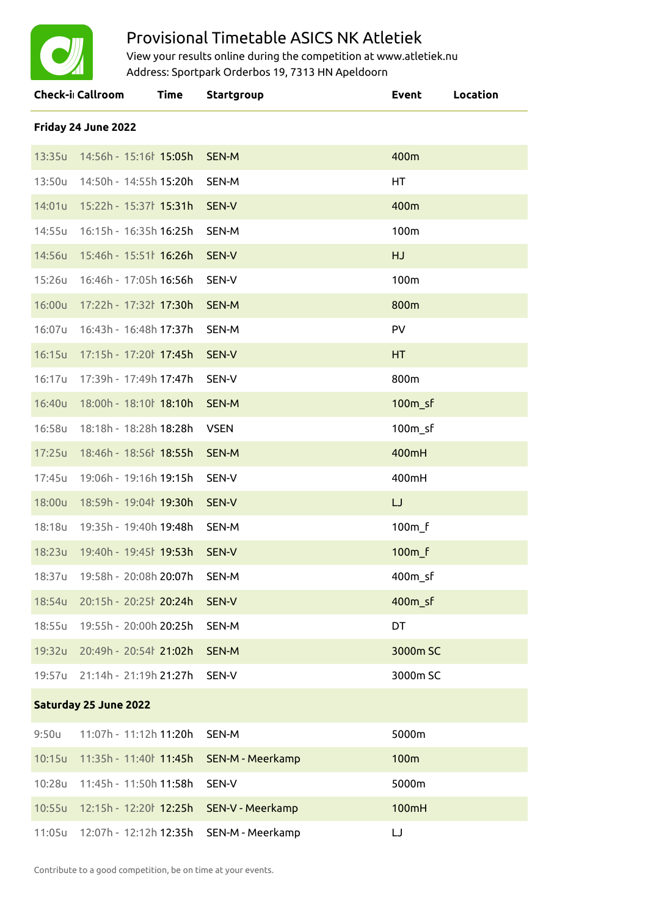# Provisional Timetable ASICS NK Atletiek

View your results online during the competition at www.atletiek.nu

Address: Sportpark Orderbos 19, 7313 HN Apeldoorn

| Check-i | Callroom | Time | Startgroup | Event | Location |
|---|---|---|---|---|---|
| **Friday 24 June 2022** | | | | | |
| 13:35u | 14:56h - 15:16h | 15:05h | SEN-M | 400m | |
| 13:50u | 14:50h - 14:55h | 15:20h | SEN-M | HT | |
| 14:01u | 15:22h - 15:37h | 15:31h | SEN-V | 400m | |
| 14:55u | 16:15h - 16:35h | 16:25h | SEN-M | 100m | |
| 14:56u | 15:46h - 15:51h | 16:26h | SEN-V | HJ | |
| 15:26u | 16:46h - 17:05h | 16:56h | SEN-V | 100m | |
| 16:00u | 17:22h - 17:32h | 17:30h | SEN-M | 800m | |
| 16:07u | 16:43h - 16:48h | 17:37h | SEN-M | PV | |
| 16:15u | 17:15h - 17:20h | 17:45h | SEN-V | HT | |
| 16:17u | 17:39h - 17:49h | 17:47h | SEN-V | 800m | |
| 16:40u | 18:00h - 18:10h | 18:10h | SEN-M | 100m_sf | |
| 16:58u | 18:18h - 18:28h | 18:28h | VSEN | 100m_sf | |
| 17:25u | 18:46h - 18:56h | 18:55h | SEN-M | 400mH | |
| 17:45u | 19:06h - 19:16h | 19:15h | SEN-V | 400mH | |
| 18:00u | 18:59h - 19:04h | 19:30h | SEN-V | LJ | |
| 18:18u | 19:35h - 19:40h | 19:48h | SEN-M | 100m_f | |
| 18:23u | 19:40h - 19:45h | 19:53h | SEN-V | 100m_f | |
| 18:37u | 19:58h - 20:08h | 20:07h | SEN-M | 400m_sf | |
| 18:54u | 20:15h - 20:25h | 20:24h | SEN-V | 400m_sf | |
| 18:55u | 19:55h - 20:00h | 20:25h | SEN-M | DT | |
| 19:32u | 20:49h - 20:54h | 21:02h | SEN-M | 3000m SC | |
| 19:57u | 21:14h - 21:19h | 21:27h | SEN-V | 3000m SC | |
| **Saturday 25 June 2022** | | | | | |
| 9:50u | 11:07h - 11:12h | 11:20h | SEN-M | 5000m | |
| 10:15u | 11:35h - 11:40h | 11:45h | SEN-M - Meerkamp | 100m | |
| 10:28u | 11:45h - 11:50h | 11:58h | SEN-V | 5000m | |
| 10:55u | 12:15h - 12:20h | 12:25h | SEN-V - Meerkamp | 100mH | |
| 11:05u | 12:07h - 12:12h | 12:35h | SEN-M - Meerkamp | LJ | |

Contribute to a good competition, be on time at your events.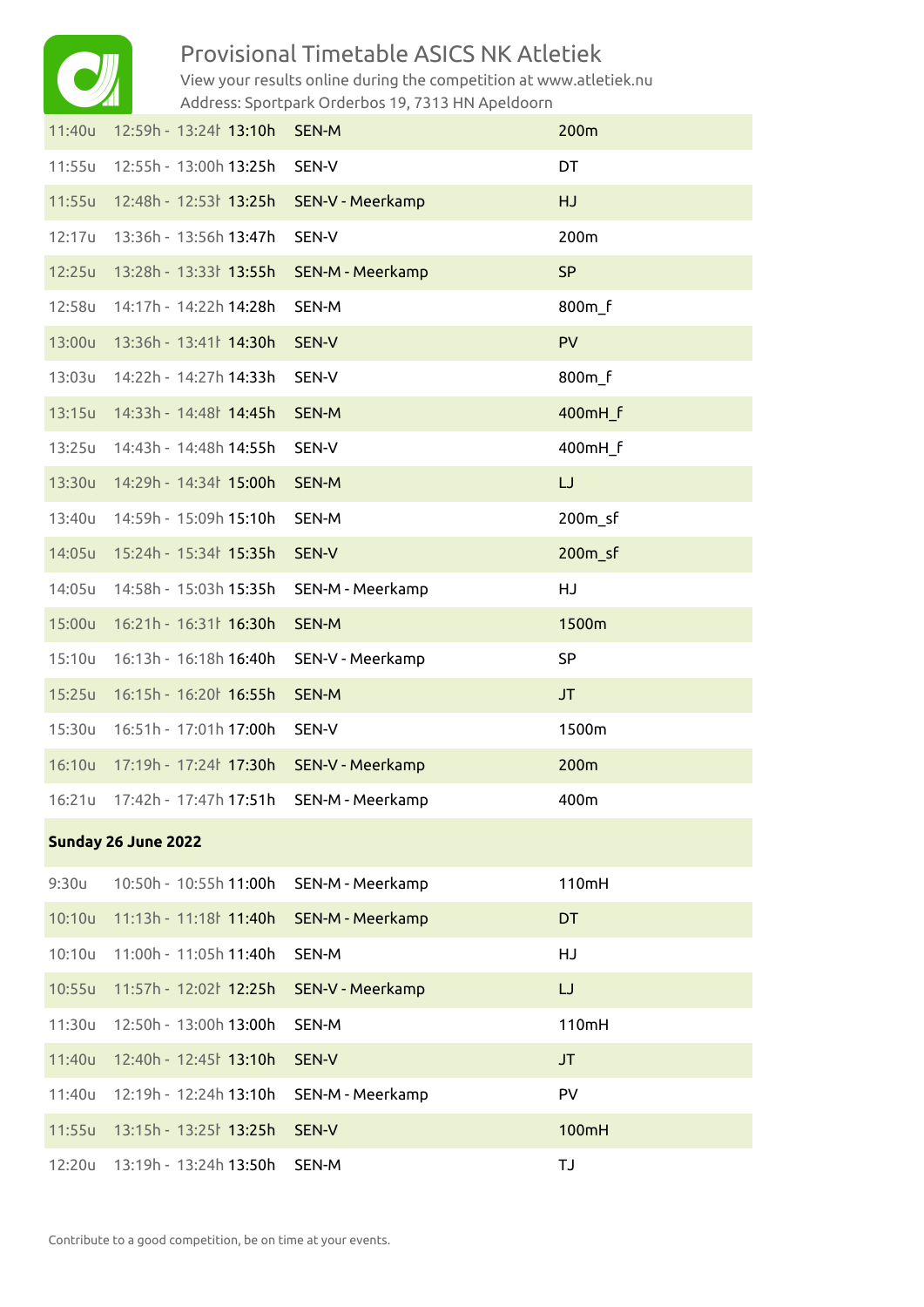# Provisional Timetable ASICS NK Atletiek

View your results online during the competition at www.atletiek.nu

Address: Sportpark Orderbos 19, 7313 HN Apeldoorn

| | | | | |
|---|---|---|---|---|
| 11:40u | 12:59h - 13:24h | **13:10h** | SEN-M | 200m |
| 11:55u | 12:55h - 13:00h | **13:25h** | SEN-V | DT |
| 11:55u | 12:48h - 12:53h | **13:25h** | SEN-V - Meerkamp | HJ |
| 12:17u | 13:36h - 13:56h | **13:47h** | SEN-V | 200m |
| 12:25u | 13:28h - 13:33h | **13:55h** | SEN-M - Meerkamp | SP |
| 12:58u | 14:17h - 14:22h | **14:28h** | SEN-M | 800m_f |
| 13:00u | 13:36h - 13:41h | **14:30h** | SEN-V | PV |
| 13:03u | 14:22h - 14:27h | **14:33h** | SEN-V | 800m_f |
| 13:15u | 14:33h - 14:48h | **14:45h** | SEN-M | 400mH_f |
| 13:25u | 14:43h - 14:48h | **14:55h** | SEN-V | 400mH_f |
| 13:30u | 14:29h - 14:34h | **15:00h** | SEN-M | LJ |
| 13:40u | 14:59h - 15:09h | **15:10h** | SEN-M | 200m_sf |
| 14:05u | 15:24h - 15:34h | **15:35h** | SEN-V | 200m_sf |
| 14:05u | 14:58h - 15:03h | **15:35h** | SEN-M - Meerkamp | HJ |
| 15:00u | 16:21h - 16:31h | **16:30h** | SEN-M | 1500m |
| 15:10u | 16:13h - 16:18h | **16:40h** | SEN-V - Meerkamp | SP |
| 15:25u | 16:15h - 16:20h | **16:55h** | SEN-M | JT |
| 15:30u | 16:51h - 17:01h | **17:00h** | SEN-V | 1500m |
| 16:10u | 17:19h - 17:24h | **17:30h** | SEN-V - Meerkamp | 200m |
| 16:21u | 17:42h - 17:47h | **17:51h** | SEN-M - Meerkamp | 400m |
| **Sunday 26 June 2022** | | | | |
| 9:30u | 10:50h - 10:55h | **11:00h** | SEN-M - Meerkamp | 110mH |
| 10:10u | 11:13h - 11:18h | **11:40h** | SEN-M - Meerkamp | DT |
| 10:10u | 11:00h - 11:05h | **11:40h** | SEN-M | HJ |
| 10:55u | 11:57h - 12:02h | **12:25h** | SEN-V - Meerkamp | LJ |
| 11:30u | 12:50h - 13:00h | **13:00h** | SEN-M | 110mH |
| 11:40u | 12:40h - 12:45h | **13:10h** | SEN-V | JT |
| 11:40u | 12:19h - 12:24h | **13:10h** | SEN-M - Meerkamp | PV |
| 11:55u | 13:15h - 13:25h | **13:25h** | SEN-V | 100mH |
| 12:20u | 13:19h - 13:24h | **13:50h** | SEN-M | TJ |

Contribute to a good competition, be on time at your events.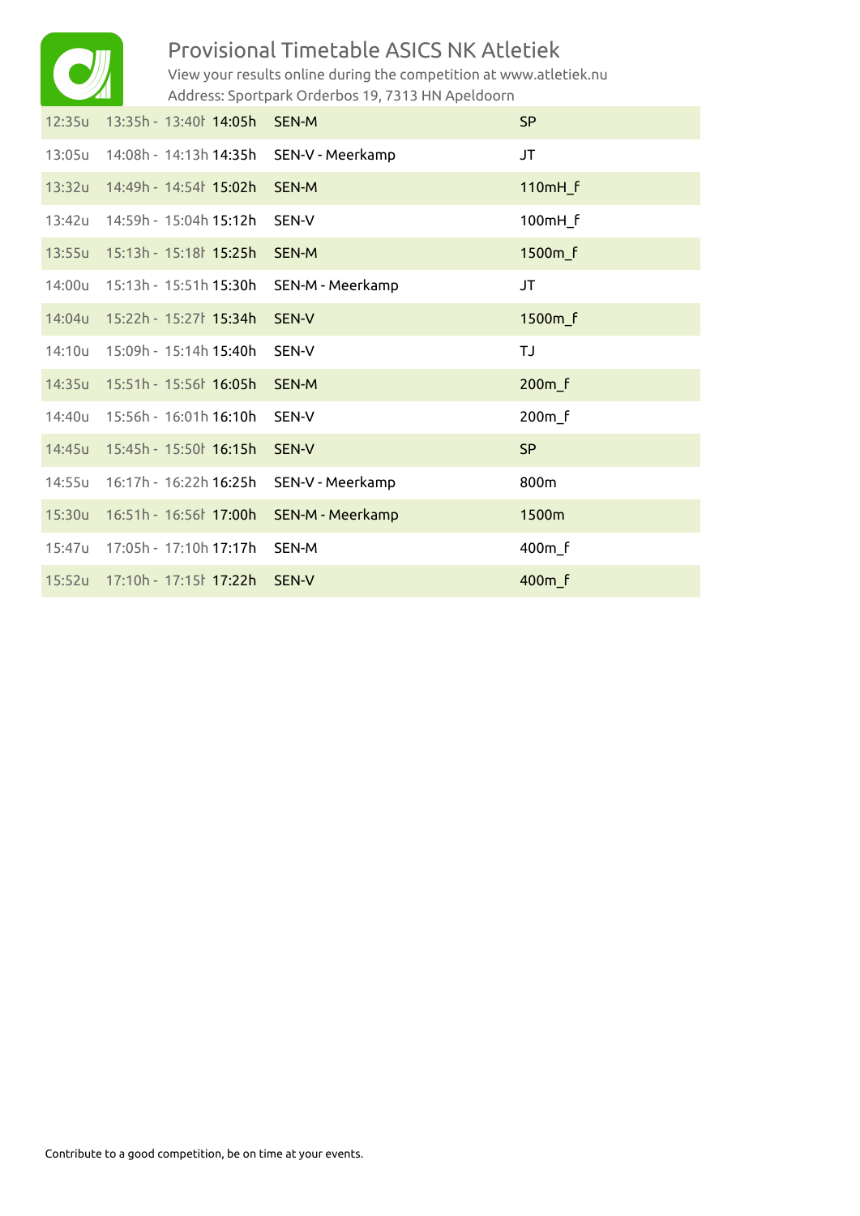# Provisional Timetable ASICS NK Atletiek

View your results online during the competition at www.atletiek.nu

Address: Sportpark Orderbos 19, 7313 HN Apeldoorn

| | | | | |
|---|---|---|---|---|
| 12:35u | 13:35h - 13:40h | **14:05h** | SEN-M | SP |
| 13:05u | 14:08h - 14:13h | **14:35h** | SEN-V - Meerkamp | JT |
| 13:32u | 14:49h - 14:54h | **15:02h** | SEN-M | 110mH_f |
| 13:42u | 14:59h - 15:04h | **15:12h** | SEN-V | 100mH_f |
| 13:55u | 15:13h - 15:18h | **15:25h** | SEN-M | 1500m_f |
| 14:00u | 15:13h - 15:51h | **15:30h** | SEN-M - Meerkamp | JT |
| 14:04u | 15:22h - 15:27h | **15:34h** | SEN-V | 1500m_f |
| 14:10u | 15:09h - 15:14h | **15:40h** | SEN-V | TJ |
| 14:35u | 15:51h - 15:56h | **16:05h** | SEN-M | 200m_f |
| 14:40u | 15:56h - 16:01h | **16:10h** | SEN-V | 200m_f |
| 14:45u | 15:45h - 15:50h | **16:15h** | SEN-V | SP |
| 14:55u | 16:17h - 16:22h | **16:25h** | SEN-V - Meerkamp | 800m |
| 15:30u | 16:51h - 16:56h | **17:00h** | SEN-M - Meerkamp | 1500m |
| 15:47u | 17:05h - 17:10h | **17:17h** | SEN-M | 400m_f |
| 15:52u | 17:10h - 17:15h | **17:22h** | SEN-V | 400m_f |

Contribute to a good competition, be on time at your events.